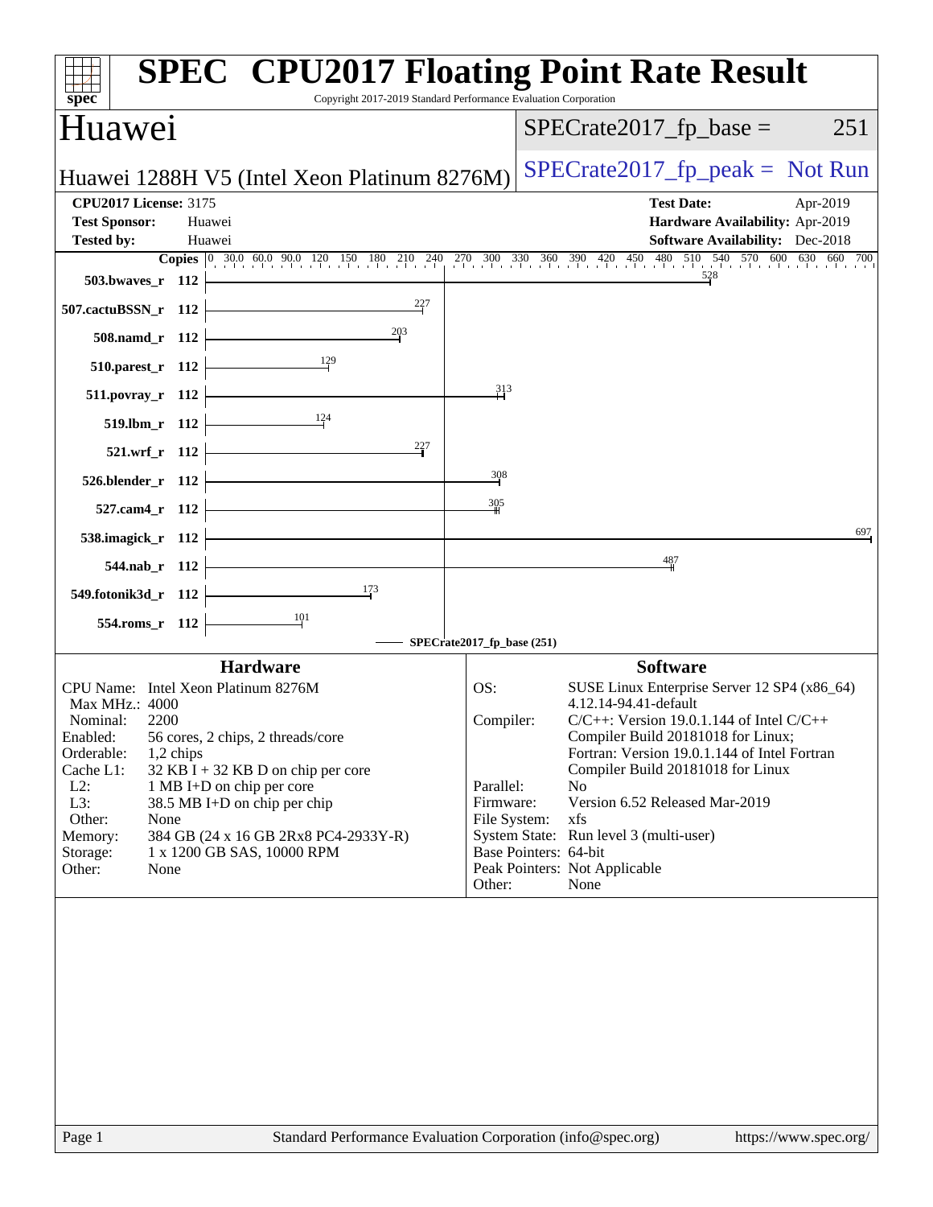# SPEC CPU2017 Floating Point Rate Result

Copyright 2017-2019 Standard Performance Evaluation Corporation

## Huawei

Huawei 1288H V5 (Intel Xeon Platinum 8276M)

SPECrate2017_fp_base = 251

SPECrate2017_fp_peak = Not Run

**CPU2017 License:** 3175
**Test Sponsor:** Huawei
**Tested by:** Huawei

**Test Date:** Apr-2019
**Hardware Availability:** Apr-2019
**Software Availability:** Dec-2018

| Benchmark | Copies | SPECrate2017_fp_base |
|---|---|---|
| 503.bwaves_r | 112 | 528 |
| 507.cactuBSSN_r | 112 | 227 |
| 508.namd_r | 112 | 203 |
| 510.parest_r | 112 | 129 |
| 511.povray_r | 112 | 313 |
| 519.lbm_r | 112 | 124 |
| 521.wrf_r | 112 | 227 |
| 526.blender_r | 112 | 308 |
| 527.cam4_r | 112 | 305 |
| 538.imagick_r | 112 | 697 |
| 544.nab_r | 112 | 487 |
| 549.fotonik3d_r | 112 | 173 |
| 554.roms_r | 112 | 101 |

SPECrate2017_fp_base (251)

### Hardware

| | |
|---|---|
| CPU Name: | Intel Xeon Platinum 8276M |
| Max MHz.: | 4000 |
| Nominal: | 2200 |
| Enabled: | 56 cores, 2 chips, 2 threads/core |
| Orderable: | 1,2 chips |
| Cache L1: | 32 KB I + 32 KB D on chip per core |
| L2: | 1 MB I+D on chip per core |
| L3: | 38.5 MB I+D on chip per chip |
| Other: | None |
| Memory: | 384 GB (24 x 16 GB 2Rx8 PC4-2933Y-R) |
| Storage: | 1 x 1200 GB SAS, 10000 RPM |
| Other: | None |

### Software

| | |
|---|---|
| OS: | SUSE Linux Enterprise Server 12 SP4 (x86_64) 4.12.14-94.41-default |
| Compiler: | C/C++: Version 19.0.1.144 of Intel C/C++ Compiler Build 20181018 for Linux; Fortran: Version 19.0.1.144 of Intel Fortran Compiler Build 20181018 for Linux |
| Parallel: | No |
| Firmware: | Version 6.52 Released Mar-2019 |
| File System: | xfs |
| System State: | Run level 3 (multi-user) |
| Base Pointers: | 64-bit |
| Peak Pointers: | Not Applicable |
| Other: | None |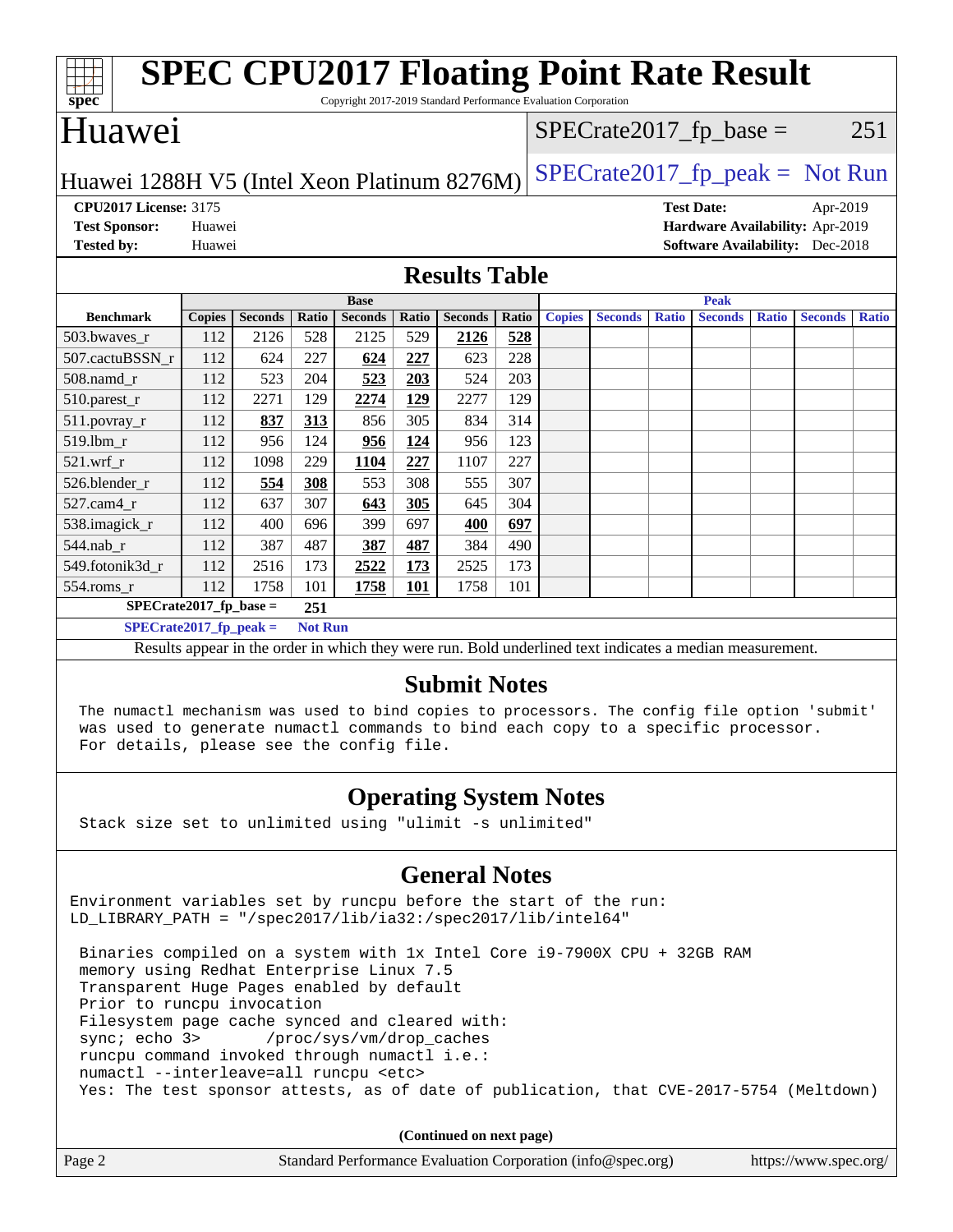# SPEC CPU2017 Floating Point Rate Result

Copyright 2017-2019 Standard Performance Evaluation Corporation

## Huawei

Huawei 1288H V5 (Intel Xeon Platinum 8276M)

SPECrate2017_fp_base = 251

SPECrate2017_fp_peak = Not Run

**CPU2017 License:** 3175
**Test Sponsor:** Huawei
**Tested by:** Huawei

**Test Date:** Apr-2019
**Hardware Availability:** Apr-2019
**Software Availability:** Dec-2018

## Results Table

| | Base | | | | | | | Peak | | | | | | |
|---|---|---|---|---|---|---|---|---|---|---|---|---|---|---|
| **Benchmark** | **Copies** | **Seconds** | **Ratio** | **Seconds** | **Ratio** | **Seconds** | **Ratio** | **Copies** | **Seconds** | **Ratio** | **Seconds** | **Ratio** | **Seconds** | **Ratio** |
| 503.bwaves_r | 112 | 2126 | 528 | 2125 | 529 | **2126** | **528** | | | | | | | |
| 507.cactuBSSN_r | 112 | 624 | 227 | **624** | **227** | 623 | 228 | | | | | | | |
| 508.namd_r | 112 | 523 | 204 | **523** | **203** | 524 | 203 | | | | | | | |
| 510.parest_r | 112 | 2271 | 129 | **2274** | **129** | 2277 | 129 | | | | | | | |
| 511.povray_r | 112 | **837** | **313** | 856 | 305 | 834 | 314 | | | | | | | |
| 519.lbm_r | 112 | 956 | 124 | **956** | **124** | 956 | 123 | | | | | | | |
| 521.wrf_r | 112 | 1098 | 229 | **1104** | **227** | 1107 | 227 | | | | | | | |
| 526.blender_r | 112 | **554** | **308** | 553 | 308 | 555 | 307 | | | | | | | |
| 527.cam4_r | 112 | 637 | 307 | **643** | **305** | 645 | 304 | | | | | | | |
| 538.imagick_r | 112 | 400 | 696 | 399 | 697 | **400** | **697** | | | | | | | |
| 544.nab_r | 112 | 387 | 487 | **387** | **487** | 384 | 490 | | | | | | | |
| 549.fotonik3d_r | 112 | 2516 | 173 | **2522** | **173** | 2525 | 173 | | | | | | | |
| 554.roms_r | 112 | 1758 | 101 | **1758** | **101** | 1758 | 101 | | | | | | | |

**SPECrate2017_fp_base = 251**

**SPECrate2017_fp_peak = Not Run**

Results appear in the order in which they were run. Bold underlined text indicates a median measurement.

## Submit Notes

```
The numactl mechanism was used to bind copies to processors. The config file option 'submit'
was used to generate numactl commands to bind each copy to a specific processor.
For details, please see the config file.
```

## Operating System Notes

```
Stack size set to unlimited using "ulimit -s unlimited"
```

## General Notes

```
Environment variables set by runcpu before the start of the run:
LD_LIBRARY_PATH = "/spec2017/lib/ia32:/spec2017/lib/intel64"

 Binaries compiled on a system with 1x Intel Core i9-7900X CPU + 32GB RAM
 memory using Redhat Enterprise Linux 7.5
 Transparent Huge Pages enabled by default
 Prior to runcpu invocation
 Filesystem page cache synced and cleared with:
 sync; echo 3>       /proc/sys/vm/drop_caches
 runcpu command invoked through numactl i.e.:
 numactl --interleave=all runcpu <etc>
 Yes: The test sponsor attests, as of date of publication, that CVE-2017-5754 (Meltdown)
```

**(Continued on next page)**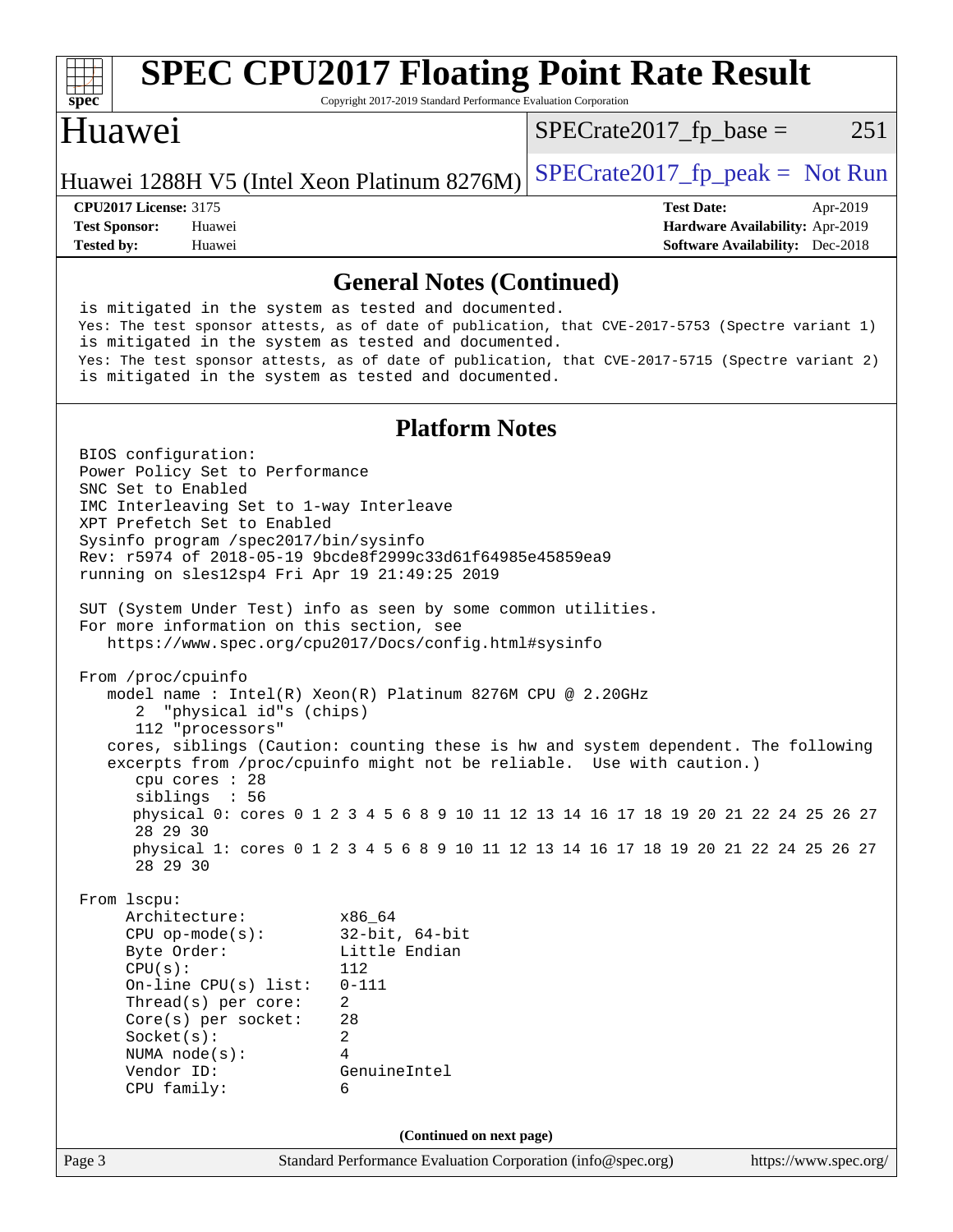## General Notes (Continued)

```
is mitigated in the system as tested and documented.
Yes: The test sponsor attests, as of date of publication, that CVE-2017-5753 (Spectre variant 1)
is mitigated in the system as tested and documented.
Yes: The test sponsor attests, as of date of publication, that CVE-2017-5715 (Spectre variant 2)
is mitigated in the system as tested and documented.
```

## Platform Notes

```
BIOS configuration:
Power Policy Set to Performance
SNC Set to Enabled
IMC Interleaving Set to 1-way Interleave
XPT Prefetch Set to Enabled
Sysinfo program /spec2017/bin/sysinfo
Rev: r5974 of 2018-05-19 9bcde8f2999c33d61f64985e45859ea9
running on sles12sp4 Fri Apr 19 21:49:25 2019

SUT (System Under Test) info as seen by some common utilities.
For more information on this section, see
   https://www.spec.org/cpu2017/Docs/config.html#sysinfo

From /proc/cpuinfo
   model name : Intel(R) Xeon(R) Platinum 8276M CPU @ 2.20GHz
      2  "physical id"s (chips)
      112 "processors"
   cores, siblings (Caution: counting these is hw and system dependent. The following
   excerpts from /proc/cpuinfo might not be reliable.  Use with caution.)
      cpu cores : 28
      siblings  : 56
      physical 0: cores 0 1 2 3 4 5 6 8 9 10 11 12 13 14 16 17 18 19 20 21 22 24 25 26 27
      28 29 30
      physical 1: cores 0 1 2 3 4 5 6 8 9 10 11 12 13 14 16 17 18 19 20 21 22 24 25 26 27
      28 29 30

From lscpu:
     Architecture:          x86_64
     CPU op-mode(s):        32-bit, 64-bit
     Byte Order:            Little Endian
     CPU(s):                112
     On-line CPU(s) list:   0-111
     Thread(s) per core:    2
     Core(s) per socket:    28
     Socket(s):             2
     NUMA node(s):          4
     Vendor ID:             GenuineIntel
     CPU family:            6
```

(Continued on next page)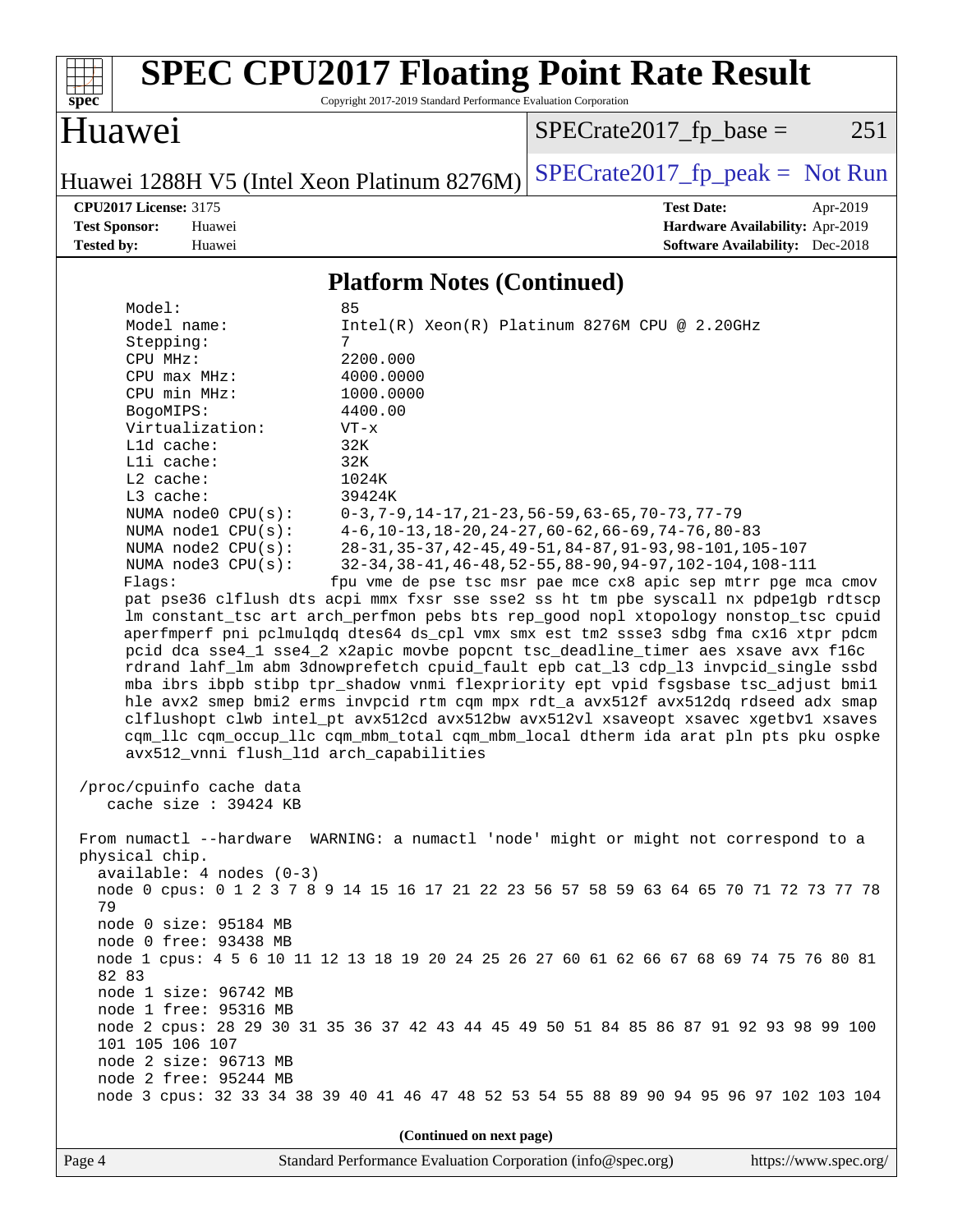## Platform Notes (Continued)

```
    Model:                 85
    Model name:            Intel(R) Xeon(R) Platinum 8276M CPU @ 2.20GHz
    Stepping:              7
    CPU MHz:               2200.000
    CPU max MHz:           4000.0000
    CPU min MHz:           1000.0000
    BogoMIPS:              4400.00
    Virtualization:        VT-x
    L1d cache:             32K
    L1i cache:             32K
    L2 cache:              1024K
    L3 cache:              39424K
    NUMA node0 CPU(s):     0-3,7-9,14-17,21-23,56-59,63-65,70-73,77-79
    NUMA node1 CPU(s):     4-6,10-13,18-20,24-27,60-62,66-69,74-76,80-83
    NUMA node2 CPU(s):     28-31,35-37,42-45,49-51,84-87,91-93,98-101,105-107
    NUMA node3 CPU(s):     32-34,38-41,46-48,52-55,88-90,94-97,102-104,108-111
    Flags:                fpu vme de pse tsc msr pae mce cx8 apic sep mtrr pge mca cmov
    pat pse36 clflush dts acpi mmx fxsr sse sse2 ss ht tm pbe syscall nx pdpe1gb rdtscp
    lm constant_tsc art arch_perfmon pebs bts rep_good nopl xtopology nonstop_tsc cpuid
    aperfmperf pni pclmulqdq dtes64 ds_cpl vmx smx est tm2 ssse3 sdbg fma cx16 xtpr pdcm
    pcid dca sse4_1 sse4_2 x2apic movbe popcnt tsc_deadline_timer aes xsave avx f16c
    rdrand lahf_lm abm 3dnowprefetch cpuid_fault epb cat_l3 cdp_l3 invpcid_single ssbd
    mba ibrs ibpb stibp tpr_shadow vnmi flexpriority ept vpid fsgsbase tsc_adjust bmi1
    hle avx2 smep bmi2 erms invpcid rtm cqm mpx rdt_a avx512f avx512dq rdseed adx smap
    clflushopt clwb intel_pt avx512cd avx512bw avx512vl xsaveopt xsavec xgetbv1 xsaves
    cqm_llc cqm_occup_llc cqm_mbm_total cqm_mbm_local dtherm ida arat pln pts pku ospke
    avx512_vnni flush_l1d arch_capabilities

 /proc/cpuinfo cache data
    cache size : 39424 KB

 From numactl --hardware  WARNING: a numactl 'node' might or might not correspond to a
 physical chip.
   available: 4 nodes (0-3)
   node 0 cpus: 0 1 2 3 7 8 9 14 15 16 17 21 22 23 56 57 58 59 63 64 65 70 71 72 73 77 78
   79
   node 0 size: 95184 MB
   node 0 free: 93438 MB
   node 1 cpus: 4 5 6 10 11 12 13 18 19 20 24 25 26 27 60 61 62 66 67 68 69 74 75 76 80 81
   82 83
   node 1 size: 96742 MB
   node 1 free: 95316 MB
   node 2 cpus: 28 29 30 31 35 36 37 42 43 44 45 49 50 51 84 85 86 87 91 92 93 98 99 100
   101 105 106 107
   node 2 size: 96713 MB
   node 2 free: 95244 MB
   node 3 cpus: 32 33 34 38 39 40 41 46 47 48 52 53 54 55 88 89 90 94 95 96 97 102 103 104
```

(Continued on next page)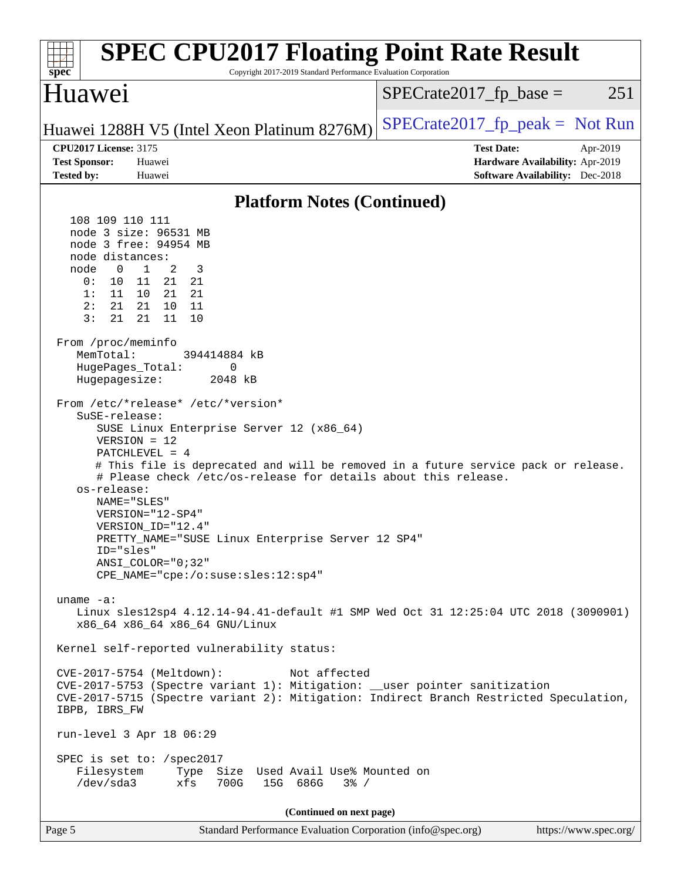## Platform Notes (Continued)

```
   108 109 110 111
   node 3 size: 96531 MB
   node 3 free: 94954 MB
   node distances:
   node   0   1   2   3
     0:  10  11  21  21
     1:  11  10  21  21
     2:  21  21  10  11
     3:  21  21  11  10

 From /proc/meminfo
    MemTotal:       394414884 kB
    HugePages_Total:       0
    Hugepagesize:       2048 kB

 From /etc/*release* /etc/*version*
    SuSE-release:
       SUSE Linux Enterprise Server 12 (x86_64)
       VERSION = 12
       PATCHLEVEL = 4
       # This file is deprecated and will be removed in a future service pack or release.
       # Please check /etc/os-release for details about this release.
    os-release:
       NAME="SLES"
       VERSION="12-SP4"
       VERSION_ID="12.4"
       PRETTY_NAME="SUSE Linux Enterprise Server 12 SP4"
       ID="sles"
       ANSI_COLOR="0;32"
       CPE_NAME="cpe:/o:suse:sles:12:sp4"

 uname -a:
    Linux sles12sp4 4.12.14-94.41-default #1 SMP Wed Oct 31 12:25:04 UTC 2018 (3090901)
    x86_64 x86_64 x86_64 GNU/Linux

 Kernel self-reported vulnerability status:

 CVE-2017-5754 (Meltdown):          Not affected
 CVE-2017-5753 (Spectre variant 1): Mitigation: __user pointer sanitization
 CVE-2017-5715 (Spectre variant 2): Mitigation: Indirect Branch Restricted Speculation,
 IBPB, IBRS_FW

 run-level 3 Apr 18 06:29

 SPEC is set to: /spec2017
    Filesystem     Type  Size  Used Avail Use% Mounted on
    /dev/sda3      xfs   700G   15G  686G   3% /
```

(Continued on next page)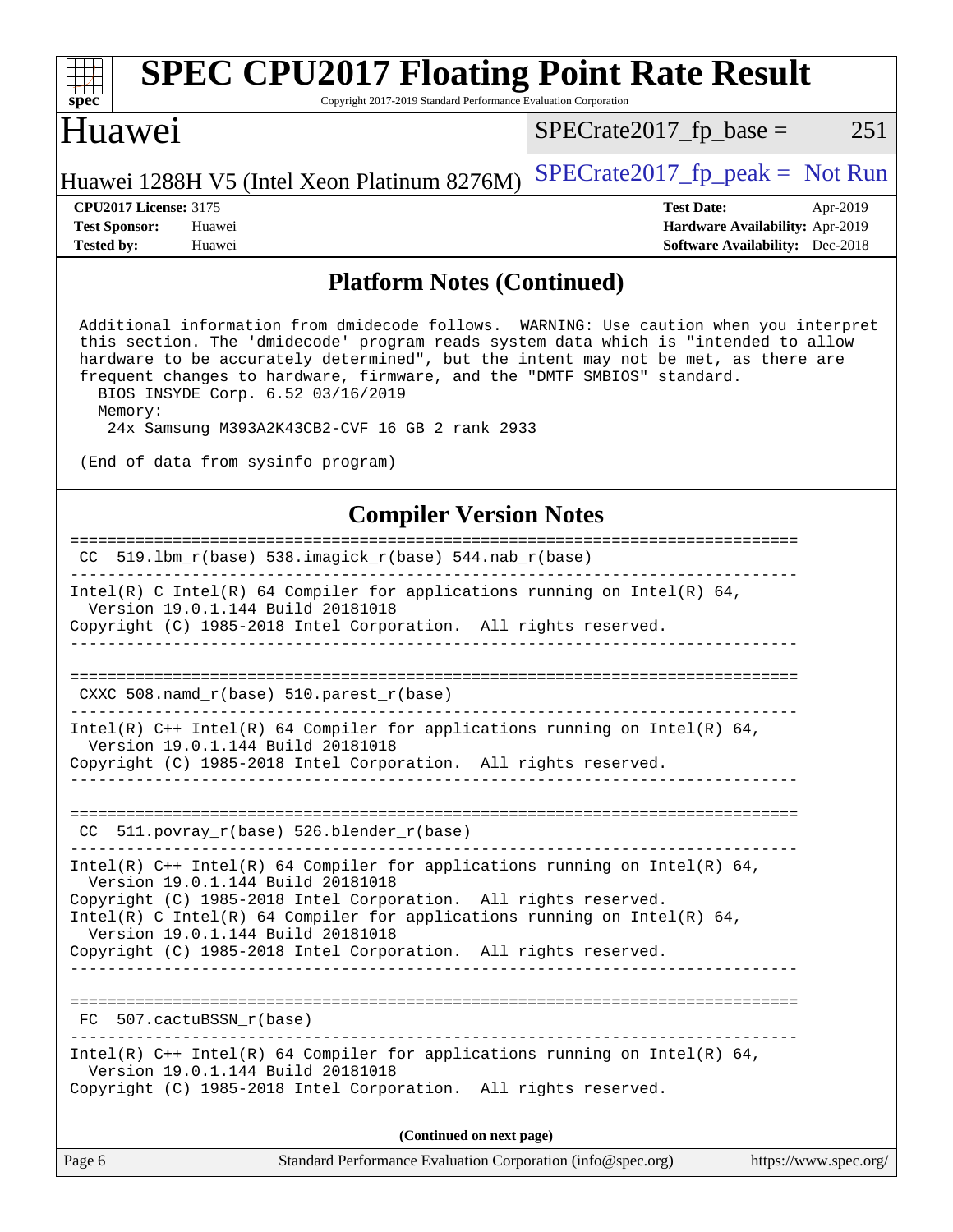## Platform Notes (Continued)

```
Additional information from dmidecode follows.  WARNING: Use caution when you interpret
this section. The 'dmidecode' program reads system data which is "intended to allow
hardware to be accurately determined", but the intent may not be met, as there are
frequent changes to hardware, firmware, and the "DMTF SMBIOS" standard.
  BIOS INSYDE Corp. 6.52 03/16/2019
  Memory:
    24x Samsung M393A2K43CB2-CVF 16 GB 2 rank 2933

(End of data from sysinfo program)
```

## Compiler Version Notes

```
==============================================================================
 CC  519.lbm_r(base) 538.imagick_r(base) 544.nab_r(base)
------------------------------------------------------------------------------
Intel(R) C Intel(R) 64 Compiler for applications running on Intel(R) 64,
  Version 19.0.1.144 Build 20181018
Copyright (C) 1985-2018 Intel Corporation.  All rights reserved.
------------------------------------------------------------------------------

==============================================================================
 CXXC 508.namd_r(base) 510.parest_r(base)
------------------------------------------------------------------------------
Intel(R) C++ Intel(R) 64 Compiler for applications running on Intel(R) 64,
  Version 19.0.1.144 Build 20181018
Copyright (C) 1985-2018 Intel Corporation.  All rights reserved.
------------------------------------------------------------------------------

==============================================================================
 CC  511.povray_r(base) 526.blender_r(base)
------------------------------------------------------------------------------
Intel(R) C++ Intel(R) 64 Compiler for applications running on Intel(R) 64,
  Version 19.0.1.144 Build 20181018
Copyright (C) 1985-2018 Intel Corporation.  All rights reserved.
Intel(R) C Intel(R) 64 Compiler for applications running on Intel(R) 64,
  Version 19.0.1.144 Build 20181018
Copyright (C) 1985-2018 Intel Corporation.  All rights reserved.
------------------------------------------------------------------------------

==============================================================================
 FC  507.cactuBSSN_r(base)
------------------------------------------------------------------------------
Intel(R) C++ Intel(R) 64 Compiler for applications running on Intel(R) 64,
  Version 19.0.1.144 Build 20181018
Copyright (C) 1985-2018 Intel Corporation.  All rights reserved.
```

(Continued on next page)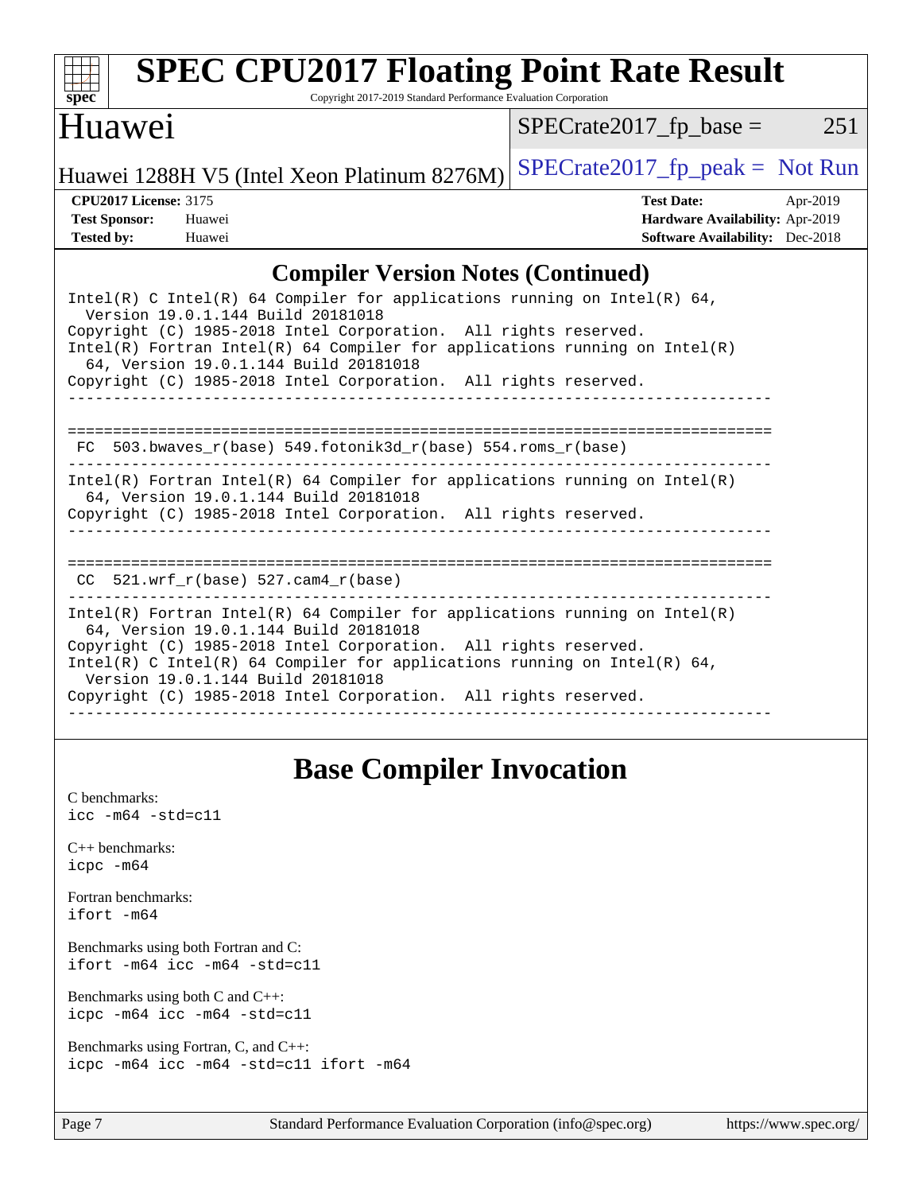# SPEC CPU2017 Floating Point Rate Result

Copyright 2017-2019 Standard Performance Evaluation Corporation

## Huawei

Huawei 1288H V5 (Intel Xeon Platinum 8276M)

SPECrate2017_fp_base = 251

SPECrate2017_fp_peak = Not Run

**CPU2017 License:** 3175
**Test Sponsor:** Huawei
**Tested by:** Huawei

**Test Date:** Apr-2019
**Hardware Availability:** Apr-2019
**Software Availability:** Dec-2018

## Compiler Version Notes (Continued)

```
Intel(R) C Intel(R) 64 Compiler for applications running on Intel(R) 64,
  Version 19.0.1.144 Build 20181018
Copyright (C) 1985-2018 Intel Corporation.  All rights reserved.
Intel(R) Fortran Intel(R) 64 Compiler for applications running on Intel(R)
  64, Version 19.0.1.144 Build 20181018
Copyright (C) 1985-2018 Intel Corporation.  All rights reserved.
------------------------------------------------------------------------------

==============================================================================
 FC  503.bwaves_r(base) 549.fotonik3d_r(base) 554.roms_r(base)
------------------------------------------------------------------------------
Intel(R) Fortran Intel(R) 64 Compiler for applications running on Intel(R)
  64, Version 19.0.1.144 Build 20181018
Copyright (C) 1985-2018 Intel Corporation.  All rights reserved.
------------------------------------------------------------------------------

==============================================================================
 CC  521.wrf_r(base) 527.cam4_r(base)
------------------------------------------------------------------------------
Intel(R) Fortran Intel(R) 64 Compiler for applications running on Intel(R)
  64, Version 19.0.1.144 Build 20181018
Copyright (C) 1985-2018 Intel Corporation.  All rights reserved.
Intel(R) C Intel(R) 64 Compiler for applications running on Intel(R) 64,
  Version 19.0.1.144 Build 20181018
Copyright (C) 1985-2018 Intel Corporation.  All rights reserved.
------------------------------------------------------------------------------
```

## Base Compiler Invocation

C benchmarks:
`icc -m64 -std=c11`

C++ benchmarks:
`icpc -m64`

Fortran benchmarks:
`ifort -m64`

Benchmarks using both Fortran and C:
`ifort -m64 icc -m64 -std=c11`

Benchmarks using both C and C++:
`icpc -m64 icc -m64 -std=c11`

Benchmarks using Fortran, C, and C++:
`icpc -m64 icc -m64 -std=c11 ifort -m64`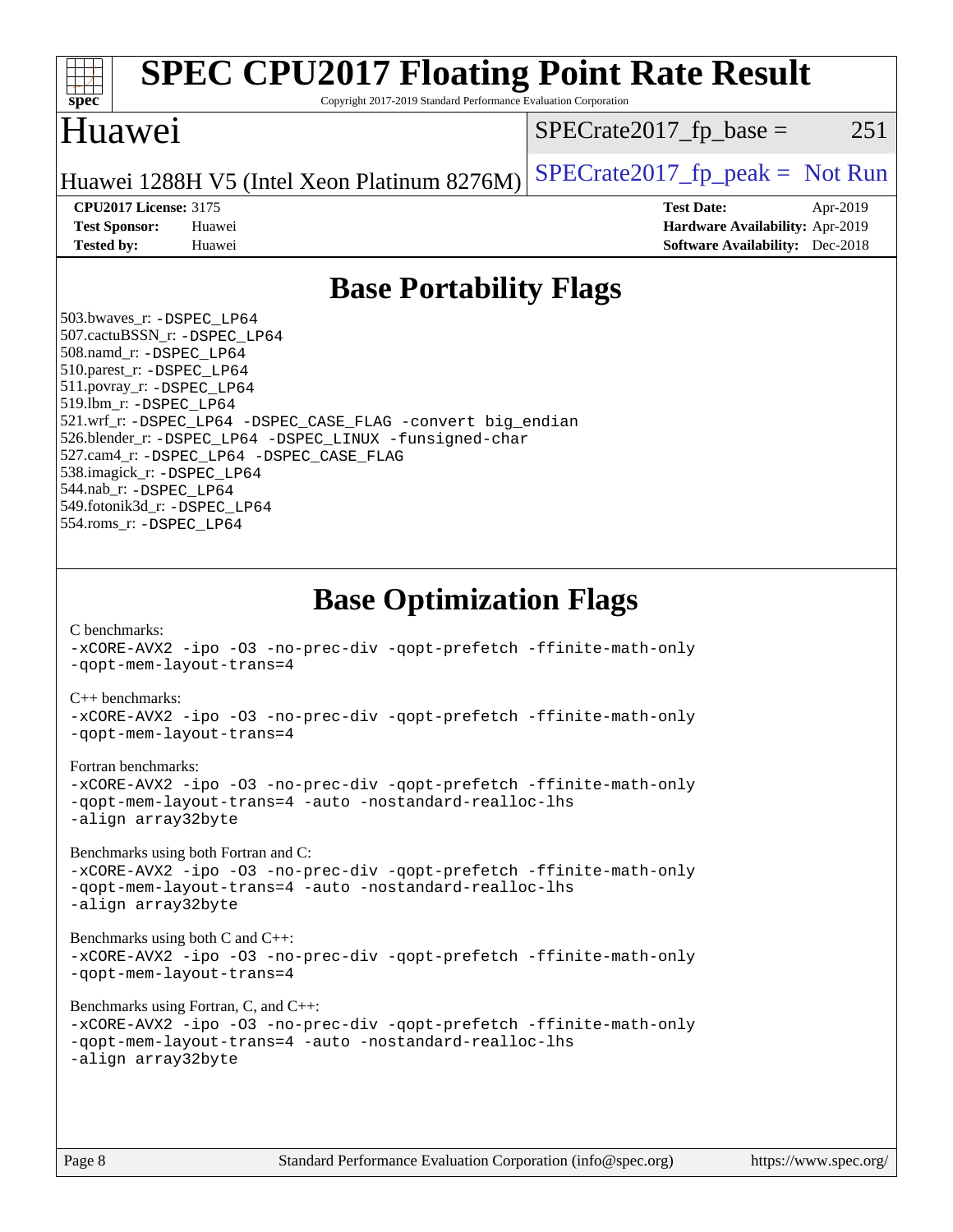# SPEC CPU2017 Floating Point Rate Result

Copyright 2017-2019 Standard Performance Evaluation Corporation

## Huawei

Huawei 1288H V5 (Intel Xeon Platinum 8276M)

SPECrate2017_fp_base = 251

SPECrate2017_fp_peak = Not Run

**CPU2017 License:** 3175
**Test Sponsor:** Huawei
**Tested by:** Huawei

**Test Date:** Apr-2019
**Hardware Availability:** Apr-2019
**Software Availability:** Dec-2018

## Base Portability Flags

503.bwaves_r: -DSPEC_LP64
507.cactuBSSN_r: -DSPEC_LP64
508.namd_r: -DSPEC_LP64
510.parest_r: -DSPEC_LP64
511.povray_r: -DSPEC_LP64
519.lbm_r: -DSPEC_LP64
521.wrf_r: -DSPEC_LP64 -DSPEC_CASE_FLAG -convert big_endian
526.blender_r: -DSPEC_LP64 -DSPEC_LINUX -funsigned-char
527.cam4_r: -DSPEC_LP64 -DSPEC_CASE_FLAG
538.imagick_r: -DSPEC_LP64
544.nab_r: -DSPEC_LP64
549.fotonik3d_r: -DSPEC_LP64
554.roms_r: -DSPEC_LP64

## Base Optimization Flags

C benchmarks:
-xCORE-AVX2 -ipo -O3 -no-prec-div -qopt-prefetch -ffinite-math-only -qopt-mem-layout-trans=4

C++ benchmarks:
-xCORE-AVX2 -ipo -O3 -no-prec-div -qopt-prefetch -ffinite-math-only -qopt-mem-layout-trans=4

Fortran benchmarks:
-xCORE-AVX2 -ipo -O3 -no-prec-div -qopt-prefetch -ffinite-math-only -qopt-mem-layout-trans=4 -auto -nostandard-realloc-lhs -align array32byte

Benchmarks using both Fortran and C:
-xCORE-AVX2 -ipo -O3 -no-prec-div -qopt-prefetch -ffinite-math-only -qopt-mem-layout-trans=4 -auto -nostandard-realloc-lhs -align array32byte

Benchmarks using both C and C++:
-xCORE-AVX2 -ipo -O3 -no-prec-div -qopt-prefetch -ffinite-math-only -qopt-mem-layout-trans=4

Benchmarks using Fortran, C, and C++:
-xCORE-AVX2 -ipo -O3 -no-prec-div -qopt-prefetch -ffinite-math-only -qopt-mem-layout-trans=4 -auto -nostandard-realloc-lhs -align array32byte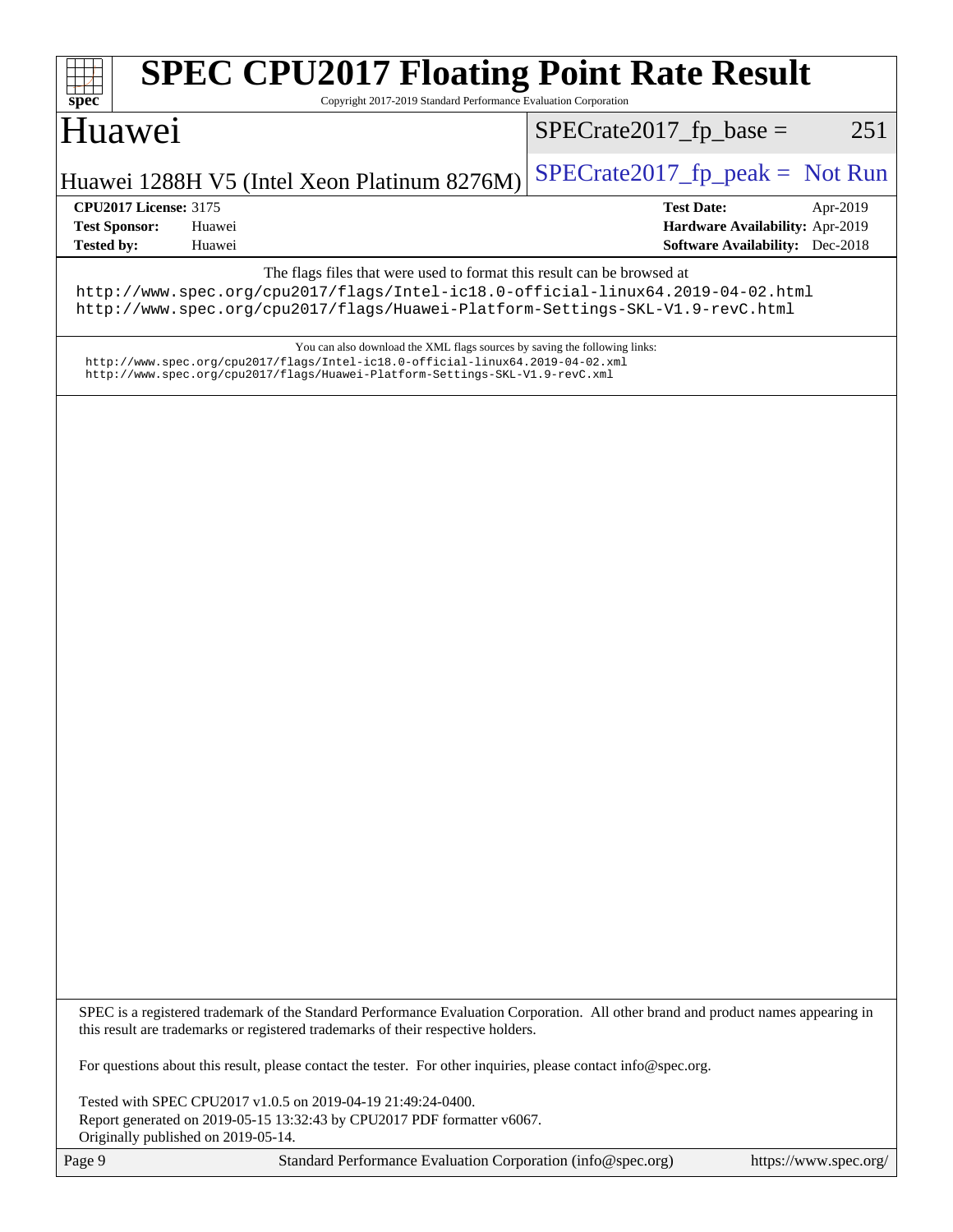The flags files that were used to format this result can be browsed at

http://www.spec.org/cpu2017/flags/Intel-ic18.0-official-linux64.2019-04-02.html
http://www.spec.org/cpu2017/flags/Huawei-Platform-Settings-SKL-V1.9-revC.html

You can also download the XML flags sources by saving the following links:

http://www.spec.org/cpu2017/flags/Intel-ic18.0-official-linux64.2019-04-02.xml
http://www.spec.org/cpu2017/flags/Huawei-Platform-Settings-SKL-V1.9-revC.xml

SPEC is a registered trademark of the Standard Performance Evaluation Corporation. All other brand and product names appearing in this result are trademarks or registered trademarks of their respective holders.

For questions about this result, please contact the tester. For other inquiries, please contact info@spec.org.

Tested with SPEC CPU2017 v1.0.5 on 2019-04-19 21:49:24-0400.
Report generated on 2019-05-15 13:32:43 by CPU2017 PDF formatter v6067.
Originally published on 2019-05-14.